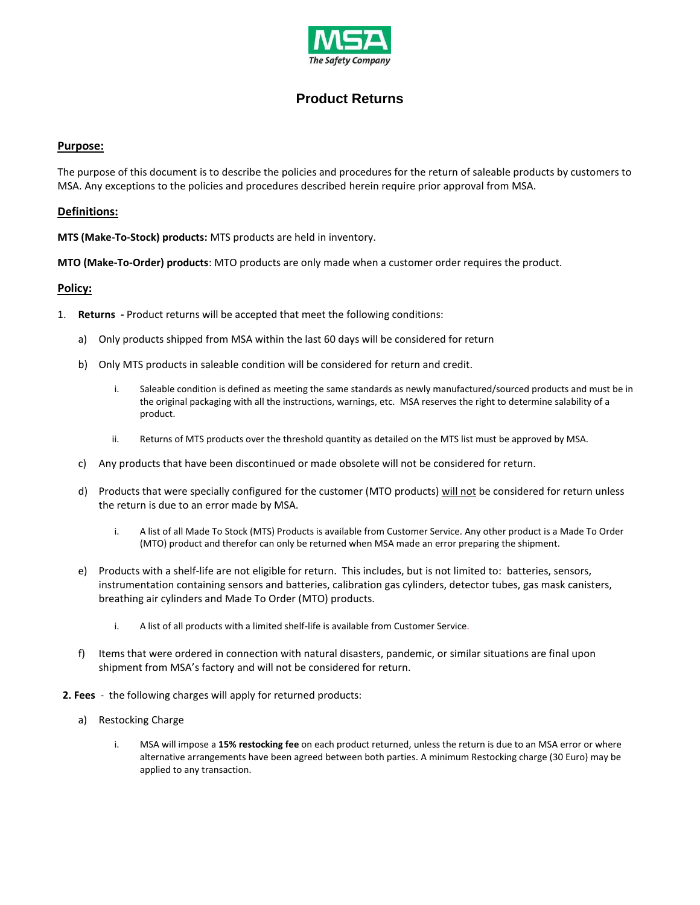MSA
*The Safety Company*

# Product Returns

## Purpose:

The purpose of this document is to describe the policies and procedures for the return of saleable products by customers to MSA. Any exceptions to the policies and procedures described herein require prior approval from MSA.

## Definitions:

**MTS (Make-To-Stock) products:** MTS products are held in inventory.

**MTO (Make-To-Order) products**: MTO products are only made when a customer order requires the product.

## Policy:

1. **Returns -** Product returns will be accepted that meet the following conditions:

   a) Only products shipped from MSA within the last 60 days will be considered for return

   b) Only MTS products in saleable condition will be considered for return and credit.

      i. Saleable condition is defined as meeting the same standards as newly manufactured/sourced products and must be in the original packaging with all the instructions, warnings, etc. MSA reserves the right to determine salability of a product.

      ii. Returns of MTS products over the threshold quantity as detailed on the MTS list must be approved by MSA.

   c) Any products that have been discontinued or made obsolete will not be considered for return.

   d) Products that were specially configured for the customer (MTO products) will not be considered for return unless the return is due to an error made by MSA.

      i. A list of all Made To Stock (MTS) Products is available from Customer Service. Any other product is a Made To Order (MTO) product and therefor can only be returned when MSA made an error preparing the shipment.

   e) Products with a shelf-life are not eligible for return. This includes, but is not limited to: batteries, sensors, instrumentation containing sensors and batteries, calibration gas cylinders, detector tubes, gas mask canisters, breathing air cylinders and Made To Order (MTO) products.

      i. A list of all products with a limited shelf-life is available from Customer Service.

   f) Items that were ordered in connection with natural disasters, pandemic, or similar situations are final upon shipment from MSA's factory and will not be considered for return.

2. **Fees** - the following charges will apply for returned products:

   a) Restocking Charge

      i. MSA will impose a **15% restocking fee** on each product returned, unless the return is due to an MSA error or where alternative arrangements have been agreed between both parties. A minimum Restocking charge (30 Euro) may be applied to any transaction.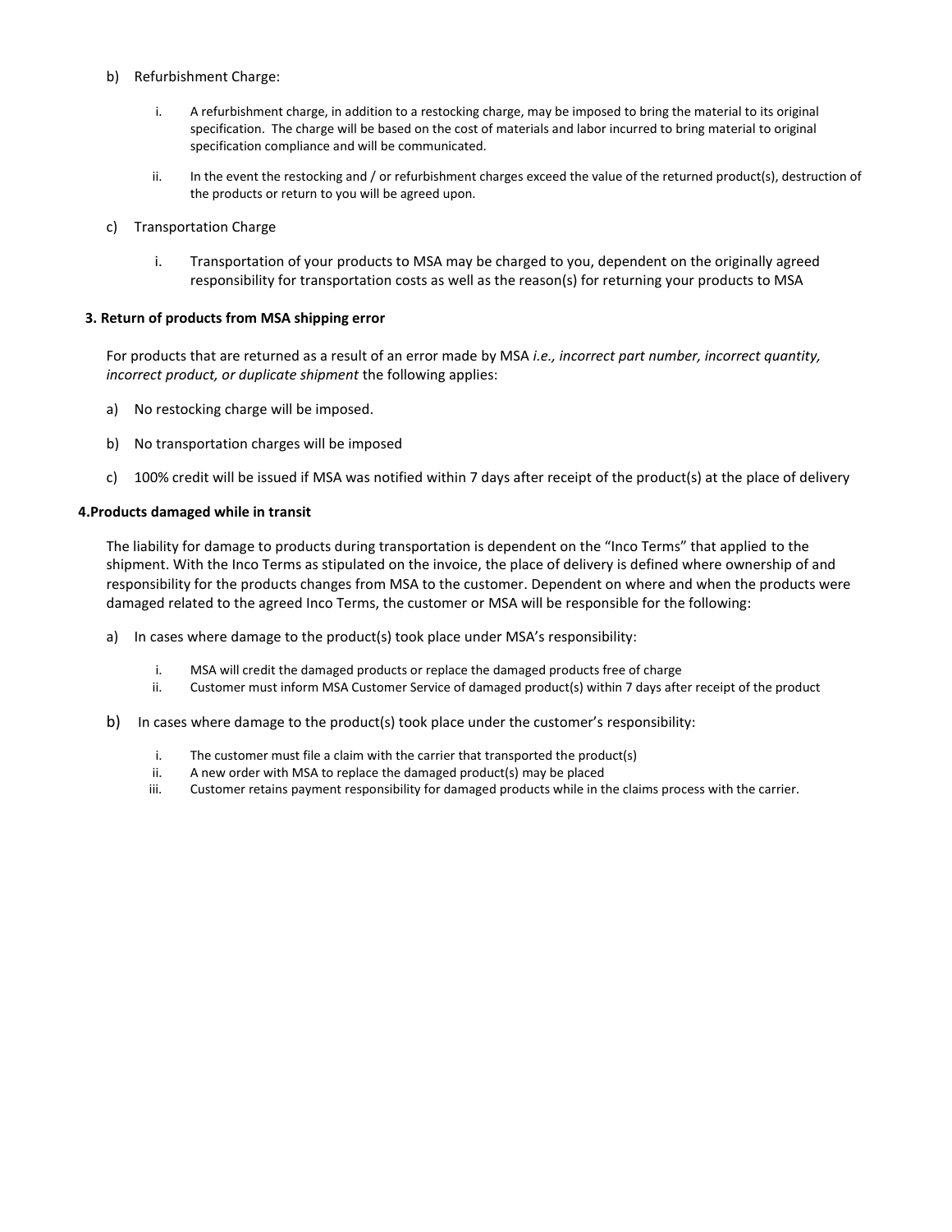b) Refurbishment Charge:

   i. A refurbishment charge, in addition to a restocking charge, may be imposed to bring the material to its original specification. The charge will be based on the cost of materials and labor incurred to bring material to original specification compliance and will be communicated.

   ii. In the event the restocking and / or refurbishment charges exceed the value of the returned product(s), destruction of the products or return to you will be agreed upon.

c) Transportation Charge

   i. Transportation of your products to MSA may be charged to you, dependent on the originally agreed responsibility for transportation costs as well as the reason(s) for returning your products to MSA

**3. Return of products from MSA shipping error**

For products that are returned as a result of an error made by MSA *i.e., incorrect part number, incorrect quantity, incorrect product, or duplicate shipment* the following applies:

a) No restocking charge will be imposed.

b) No transportation charges will be imposed

c) 100% credit will be issued if MSA was notified within 7 days after receipt of the product(s) at the place of delivery

**4.Products damaged while in transit**

The liability for damage to products during transportation is dependent on the "Inco Terms" that applied to the shipment. With the Inco Terms as stipulated on the invoice, the place of delivery is defined where ownership of and responsibility for the products changes from MSA to the customer. Dependent on where and when the products were damaged related to the agreed Inco Terms, the customer or MSA will be responsible for the following:

a) In cases where damage to the product(s) took place under MSA's responsibility:

   i. MSA will credit the damaged products or replace the damaged products free of charge
   ii. Customer must inform MSA Customer Service of damaged product(s) within 7 days after receipt of the product

b) In cases where damage to the product(s) took place under the customer's responsibility:

   i. The customer must file a claim with the carrier that transported the product(s)
   ii. A new order with MSA to replace the damaged product(s) may be placed
   iii. Customer retains payment responsibility for damaged products while in the claims process with the carrier.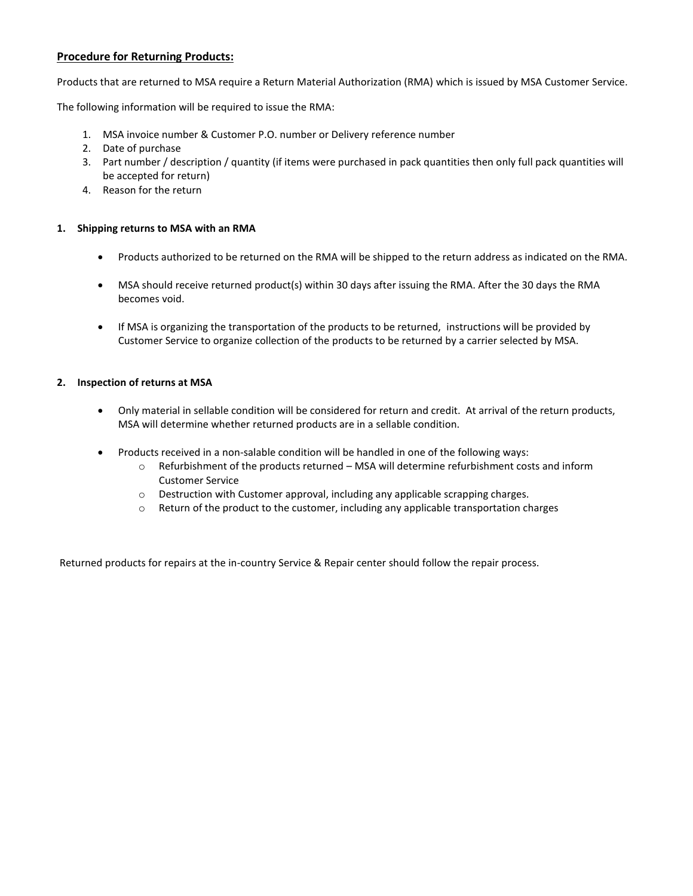**Procedure for Returning Products:**

Products that are returned to MSA require a Return Material Authorization (RMA) which is issued by MSA Customer Service.

The following information will be required to issue the RMA:

1. MSA invoice number & Customer P.O. number or Delivery reference number
2. Date of purchase
3. Part number / description / quantity (if items were purchased in pack quantities then only full pack quantities will be accepted for return)
4. Reason for the return

**1. Shipping returns to MSA with an RMA**

- Products authorized to be returned on the RMA will be shipped to the return address as indicated on the RMA.
- MSA should receive returned product(s) within 30 days after issuing the RMA. After the 30 days the RMA becomes void.
- If MSA is organizing the transportation of the products to be returned, instructions will be provided by Customer Service to organize collection of the products to be returned by a carrier selected by MSA.

**2. Inspection of returns at MSA**

- Only material in sellable condition will be considered for return and credit. At arrival of the return products, MSA will determine whether returned products are in a sellable condition.
- Products received in a non-salable condition will be handled in one of the following ways:
  - Refurbishment of the products returned – MSA will determine refurbishment costs and inform Customer Service
  - Destruction with Customer approval, including any applicable scrapping charges.
  - Return of the product to the customer, including any applicable transportation charges

Returned products for repairs at the in-country Service & Repair center should follow the repair process.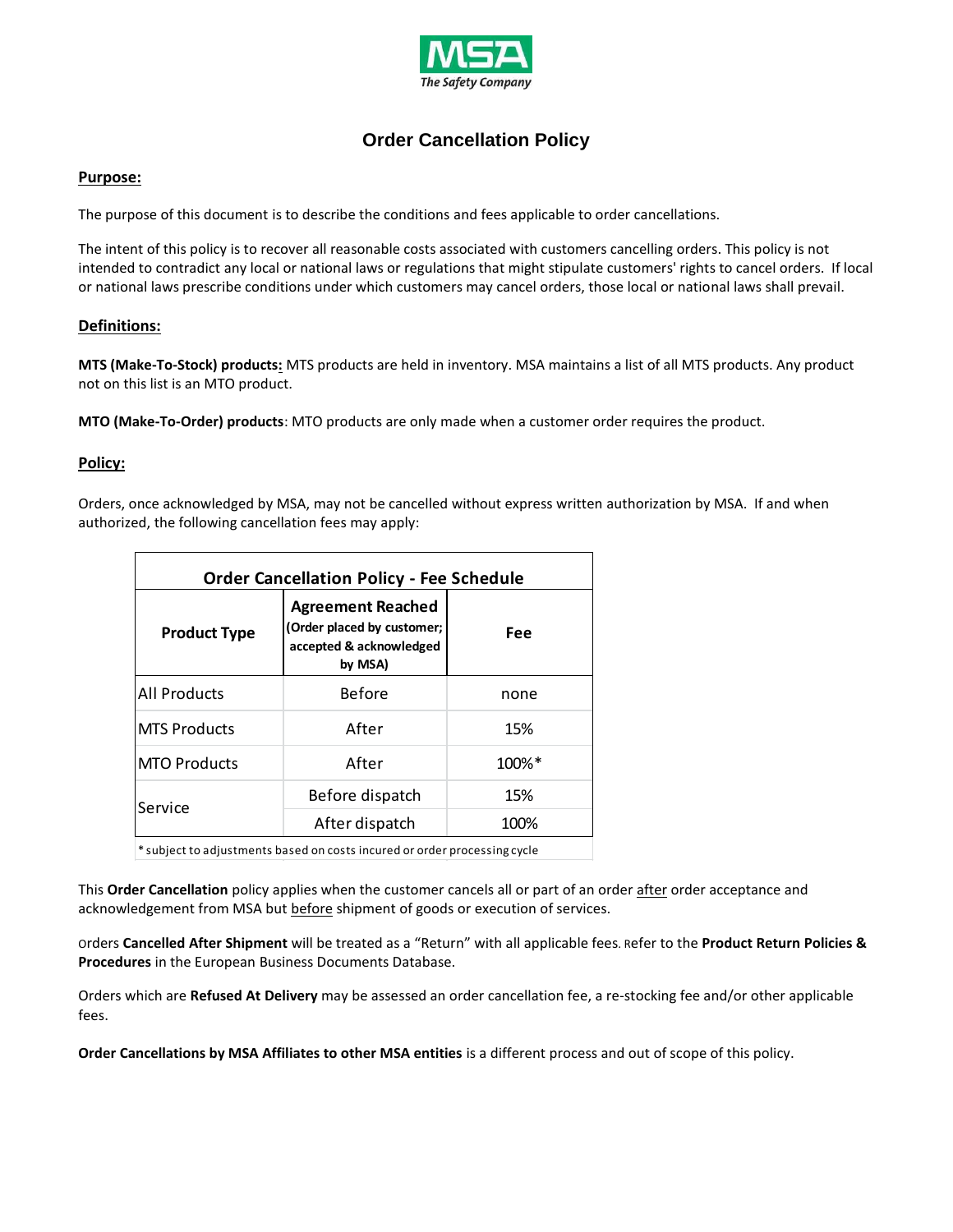MSA
The Safety Company

# Order Cancellation Policy

## Purpose:

The purpose of this document is to describe the conditions and fees applicable to order cancellations.

The intent of this policy is to recover all reasonable costs associated with customers cancelling orders. This policy is not intended to contradict any local or national laws or regulations that might stipulate customers' rights to cancel orders. If local or national laws prescribe conditions under which customers may cancel orders, those local or national laws shall prevail.

## Definitions:

**MTS (Make-To-Stock) products:** MTS products are held in inventory. MSA maintains a list of all MTS products. Any product not on this list is an MTO product.

**MTO (Make-To-Order) products**: MTO products are only made when a customer order requires the product.

## Policy:

Orders, once acknowledged by MSA, may not be cancelled without express written authorization by MSA. If and when authorized, the following cancellation fees may apply:

**Order Cancellation Policy - Fee Schedule**

| Product Type | Agreement Reached (Order placed by customer; accepted & acknowledged by MSA) | Fee |
|---|---|---|
| All Products | Before | none |
| MTS Products | After | 15% |
| MTO Products | After | 100%* |
| Service | Before dispatch | 15% |
| | After dispatch | 100% |

* subject to adjustments based on costs incured or order processing cycle

This **Order Cancellation** policy applies when the customer cancels all or part of an order after order acceptance and acknowledgement from MSA but before shipment of goods or execution of services.

Orders **Cancelled After Shipment** will be treated as a “Return” with all applicable fees. Refer to the **Product Return Policies & Procedures** in the European Business Documents Database.

Orders which are **Refused At Delivery** may be assessed an order cancellation fee, a re-stocking fee and/or other applicable fees.

**Order Cancellations by MSA Affiliates to other MSA entities** is a different process and out of scope of this policy.